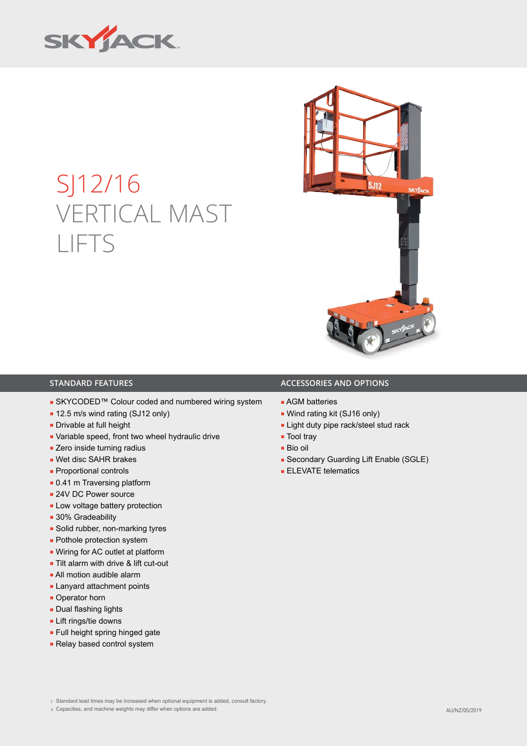# SJ12/16 VERTICAL MAST LIFTS

## STANDARD FEATURES

- SKYCODED™ Colour coded and numbered wiring system
- 12.5 m/s wind rating (SJ12 only)
- Drivable at full height
- Variable speed, front two wheel hydraulic drive
- Zero inside turning radius
- Wet disc SAHR brakes
- Proportional controls
- 0.41 m Traversing platform
- 24V DC Power source
- Low voltage battery protection
- 30% Gradeability
- Solid rubber, non-marking tyres
- Pothole protection system
- Wiring for AC outlet at platform
- Tilt alarm with drive & lift cut-out
- All motion audible alarm
- Lanyard attachment points
- Operator horn
- Dual flashing lights
- Lift rings/tie downs
- Full height spring hinged gate
- Relay based control system

## ACCESSORIES AND OPTIONS

- AGM batteries
- Wind rating kit (SJ16 only)
- Light duty pipe rack/steel stud rack
- Tool tray
- Bio oil
- Secondary Guarding Lift Enable (SGLE)
- ELEVATE telematics

† Standard lead times may be increased when optional equipment is added, consult factory.
‡ Capacities, and machine weights may differ when options are added.

AU/NZ/05/2019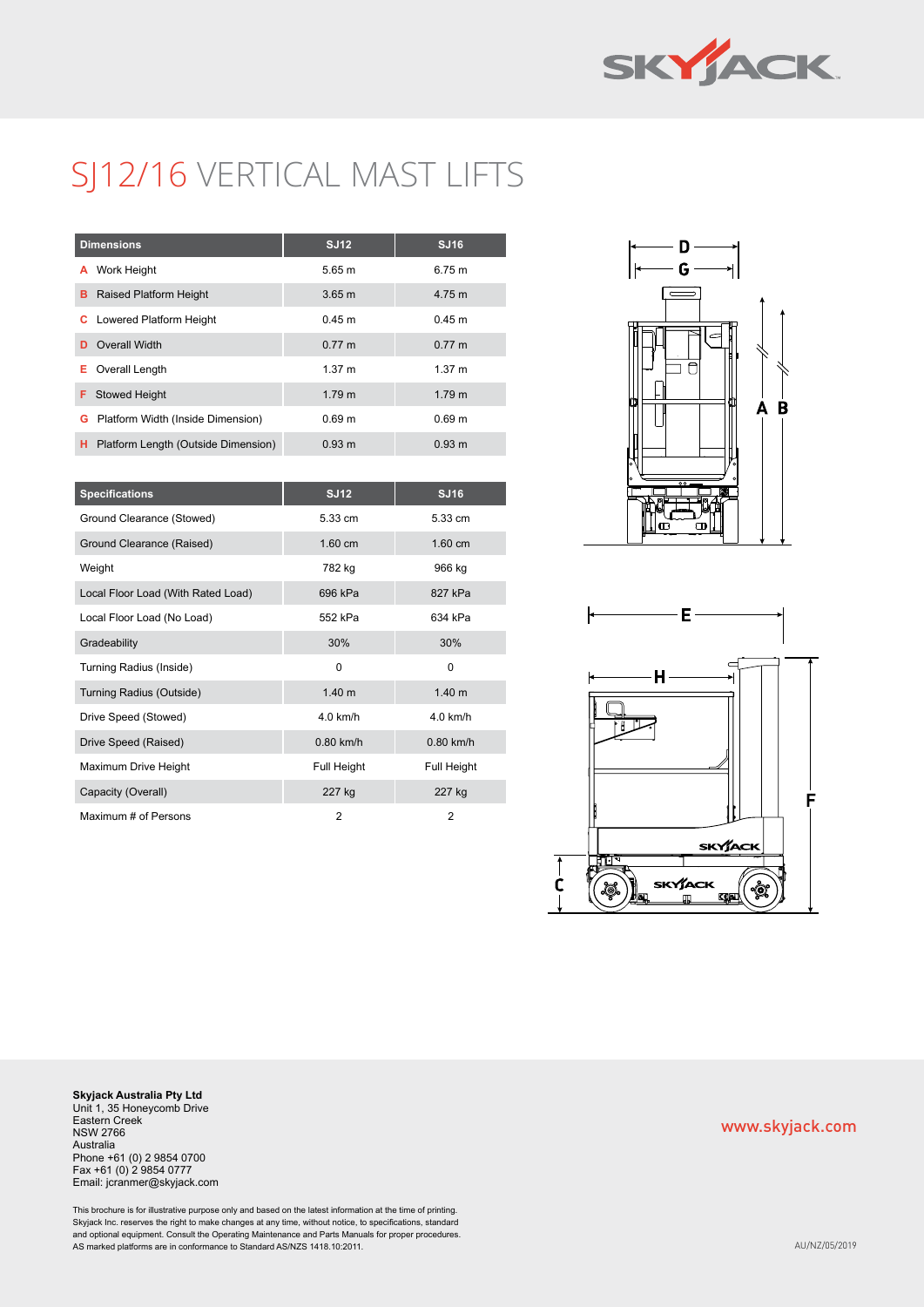# SJ12/16 VERTICAL MAST LIFTS

| Dimensions | SJ12 | SJ16 |
|---|---|---|
| A Work Height | 5.65 m | 6.75 m |
| B Raised Platform Height | 3.65 m | 4.75 m |
| C Lowered Platform Height | 0.45 m | 0.45 m |
| D Overall Width | 0.77 m | 0.77 m |
| E Overall Length | 1.37 m | 1.37 m |
| F Stowed Height | 1.79 m | 1.79 m |
| G Platform Width (Inside Dimension) | 0.69 m | 0.69 m |
| H Platform Length (Outside Dimension) | 0.93 m | 0.93 m |

| Specifications | SJ12 | SJ16 |
|---|---|---|
| Ground Clearance (Stowed) | 5.33 cm | 5.33 cm |
| Ground Clearance (Raised) | 1.60 cm | 1.60 cm |
| Weight | 782 kg | 966 kg |
| Local Floor Load (With Rated Load) | 696 kPa | 827 kPa |
| Local Floor Load (No Load) | 552 kPa | 634 kPa |
| Gradeability | 30% | 30% |
| Turning Radius (Inside) | 0 | 0 |
| Turning Radius (Outside) | 1.40 m | 1.40 m |
| Drive Speed (Stowed) | 4.0 km/h | 4.0 km/h |
| Drive Speed (Raised) | 0.80 km/h | 0.80 km/h |
| Maximum Drive Height | Full Height | Full Height |
| Capacity (Overall) | 227 kg | 227 kg |
| Maximum # of Persons | 2 | 2 |

D G A B

E H F C

**Skyjack Australia Pty Ltd**
Unit 1, 35 Honeycomb Drive
Eastern Creek
NSW 2766
Australia
Phone +61 (0) 2 9854 0700
Fax +61 (0) 2 9854 0777
Email: jcranmer@skyjack.com

www.skyjack.com

This brochure is for illustrative purpose only and based on the latest information at the time of printing. Skyjack Inc. reserves the right to make changes at any time, without notice, to specifications, standard and optional equipment. Consult the Operating Maintenance and Parts Manuals for proper procedures. AS marked platforms are in conformance to Standard AS/NZS 1418.10:2011.

AU/NZ/05/2019